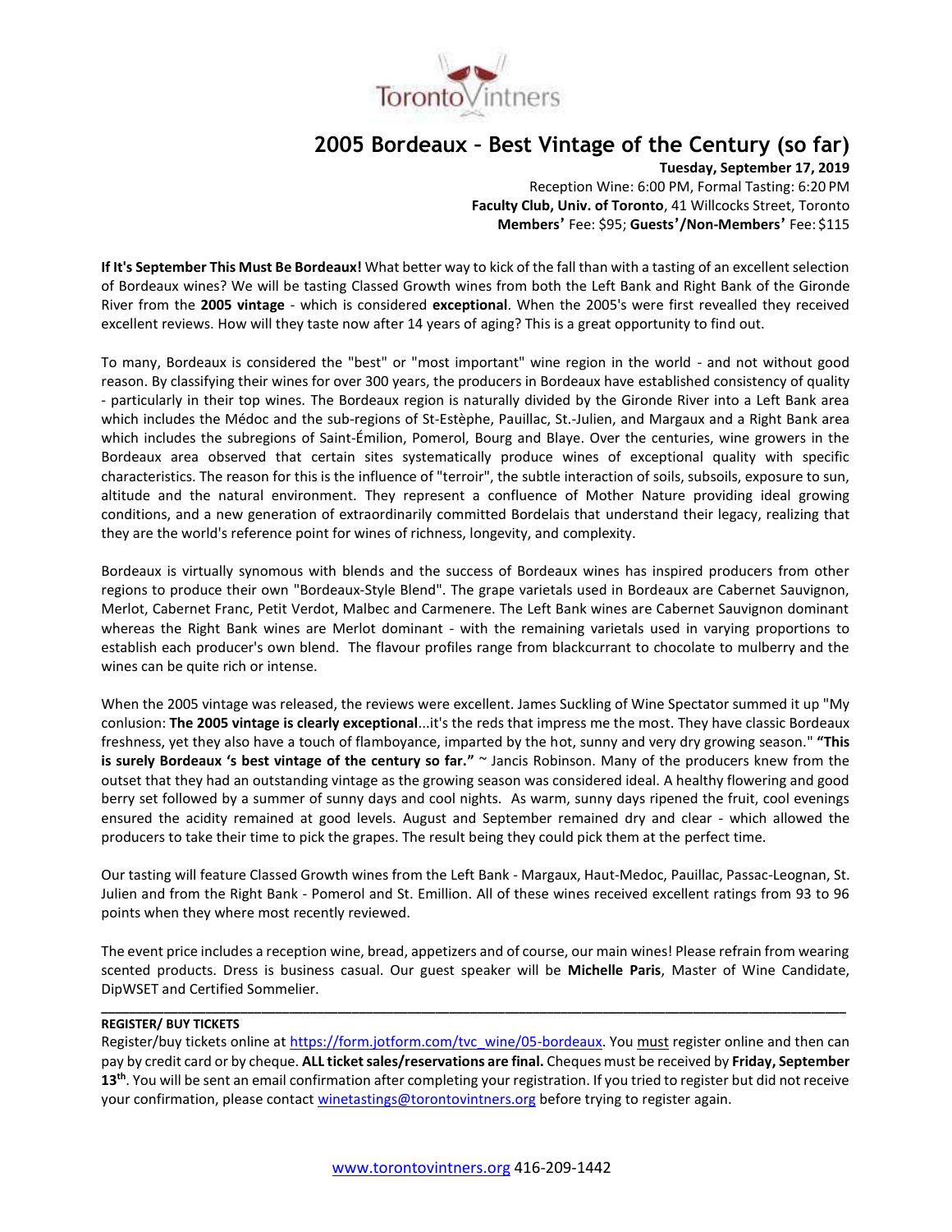TorontoVintners

# 2005 Bordeaux – Best Vintage of the Century (so far)

**Tuesday, September 17, 2019**
Reception Wine: 6:00 PM, Formal Tasting: 6:20 PM
**Faculty Club, Univ. of Toronto**, 41 Willcocks Street, Toronto
**Members'** Fee: $95; **Guests'/Non-Members'** Fee: $115

**If It's September This Must Be Bordeaux!** What better way to kick of the fall than with a tasting of an excellent selection of Bordeaux wines? We will be tasting Classed Growth wines from both the Left Bank and Right Bank of the Gironde River from the **2005 vintage** - which is considered **exceptional**. When the 2005's were first revealled they received excellent reviews. How will they taste now after 14 years of aging? This is a great opportunity to find out.

To many, Bordeaux is considered the "best" or "most important" wine region in the world - and not without good reason. By classifying their wines for over 300 years, the producers in Bordeaux have established consistency of quality - particularly in their top wines. The Bordeaux region is naturally divided by the Gironde River into a Left Bank area which includes the Médoc and the sub-regions of St-Estèphe, Pauillac, St.-Julien, and Margaux and a Right Bank area which includes the subregions of Saint-Émilion, Pomerol, Bourg and Blaye. Over the centuries, wine growers in the Bordeaux area observed that certain sites systematically produce wines of exceptional quality with specific characteristics. The reason for this is the influence of "terroir", the subtle interaction of soils, subsoils, exposure to sun, altitude and the natural environment. They represent a confluence of Mother Nature providing ideal growing conditions, and a new generation of extraordinarily committed Bordelais that understand their legacy, realizing that they are the world's reference point for wines of richness, longevity, and complexity.

Bordeaux is virtually synomous with blends and the success of Bordeaux wines has inspired producers from other regions to produce their own "Bordeaux-Style Blend". The grape varietals used in Bordeaux are Cabernet Sauvignon, Merlot, Cabernet Franc, Petit Verdot, Malbec and Carmenere. The Left Bank wines are Cabernet Sauvignon dominant whereas the Right Bank wines are Merlot dominant - with the remaining varietals used in varying proportions to establish each producer's own blend. The flavour profiles range from blackcurrant to chocolate to mulberry and the wines can be quite rich or intense.

When the 2005 vintage was released, the reviews were excellent. James Suckling of Wine Spectator summed it up "My conlusion: **The 2005 vintage is clearly exceptional**...it's the reds that impress me the most. They have classic Bordeaux freshness, yet they also have a touch of flamboyance, imparted by the hot, sunny and very dry growing season." **"This is surely Bordeaux 's best vintage of the century so far."** ~ Jancis Robinson. Many of the producers knew from the outset that they had an outstanding vintage as the growing season was considered ideal. A healthy flowering and good berry set followed by a summer of sunny days and cool nights. As warm, sunny days ripened the fruit, cool evenings ensured the acidity remained at good levels. August and September remained dry and clear - which allowed the producers to take their time to pick the grapes. The result being they could pick them at the perfect time.

Our tasting will feature Classed Growth wines from the Left Bank - Margaux, Haut-Medoc, Pauillac, Passac-Leognan, St. Julien and from the Right Bank - Pomerol and St. Emillion. All of these wines received excellent ratings from 93 to 96 points when they where most recently reviewed.

The event price includes a reception wine, bread, appetizers and of course, our main wines! Please refrain from wearing scented products. Dress is business casual. Our guest speaker will be **Michelle Paris**, Master of Wine Candidate, DipWSET and Certified Sommelier.

---

**REGISTER/ BUY TICKETS**

Register/buy tickets online at https://form.jotform.com/tvc_wine/05-bordeaux. You must register online and then can pay by credit card or by cheque. **ALL ticket sales/reservations are final.** Cheques must be received by **Friday, September 13th**. You will be sent an email confirmation after completing your registration. If you tried to register but did not receive your confirmation, please contact winetastings@torontovintners.org before trying to register again.

www.torontovintners.org 416-209-1442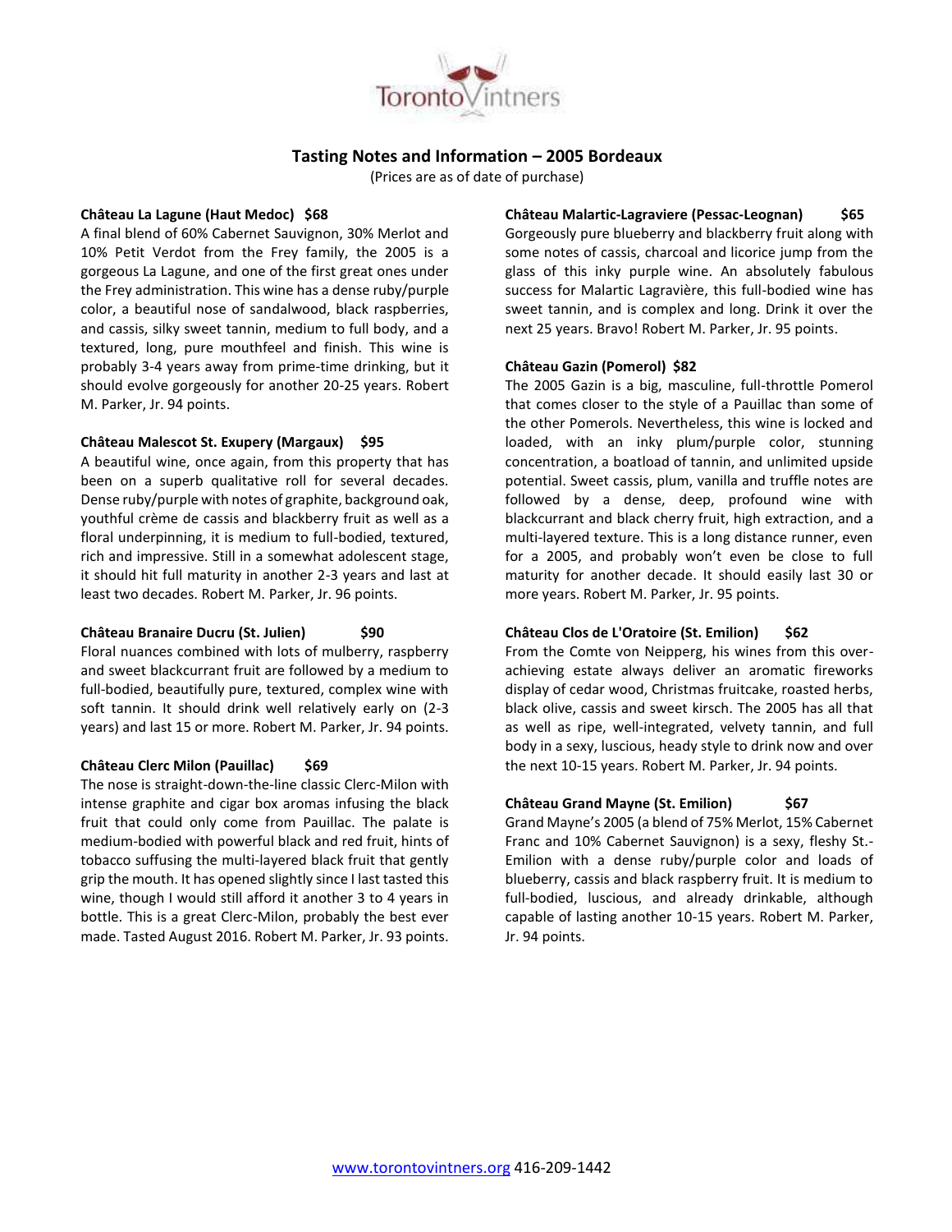Toronto Vintners

## Tasting Notes and Information – 2005 Bordeaux

(Prices are as of date of purchase)

**Château La Lagune (Haut Medoc) $68**
A final blend of 60% Cabernet Sauvignon, 30% Merlot and 10% Petit Verdot from the Frey family, the 2005 is a gorgeous La Lagune, and one of the first great ones under the Frey administration. This wine has a dense ruby/purple color, a beautiful nose of sandalwood, black raspberries, and cassis, silky sweet tannin, medium to full body, and a textured, long, pure mouthfeel and finish. This wine is probably 3-4 years away from prime-time drinking, but it should evolve gorgeously for another 20-25 years. Robert M. Parker, Jr. 94 points.

**Château Malescot St. Exupery (Margaux) $95**
A beautiful wine, once again, from this property that has been on a superb qualitative roll for several decades. Dense ruby/purple with notes of graphite, background oak, youthful crème de cassis and blackberry fruit as well as a floral underpinning, it is medium to full-bodied, textured, rich and impressive. Still in a somewhat adolescent stage, it should hit full maturity in another 2-3 years and last at least two decades. Robert M. Parker, Jr. 96 points.

**Château Branaire Ducru (St. Julien) $90**
Floral nuances combined with lots of mulberry, raspberry and sweet blackcurrant fruit are followed by a medium to full-bodied, beautifully pure, textured, complex wine with soft tannin. It should drink well relatively early on (2-3 years) and last 15 or more. Robert M. Parker, Jr. 94 points.

**Château Clerc Milon (Pauillac) $69**
The nose is straight-down-the-line classic Clerc-Milon with intense graphite and cigar box aromas infusing the black fruit that could only come from Pauillac. The palate is medium-bodied with powerful black and red fruit, hints of tobacco suffusing the multi-layered black fruit that gently grip the mouth. It has opened slightly since I last tasted this wine, though I would still afford it another 3 to 4 years in bottle. This is a great Clerc-Milon, probably the best ever made. Tasted August 2016. Robert M. Parker, Jr. 93 points.

**Château Malartic-Lagraviere (Pessac-Leognan) $65**
Gorgeously pure blueberry and blackberry fruit along with some notes of cassis, charcoal and licorice jump from the glass of this inky purple wine. An absolutely fabulous success for Malartic Lagravière, this full-bodied wine has sweet tannin, and is complex and long. Drink it over the next 25 years. Bravo! Robert M. Parker, Jr. 95 points.

**Château Gazin (Pomerol) $82**
The 2005 Gazin is a big, masculine, full-throttle Pomerol that comes closer to the style of a Pauillac than some of the other Pomerols. Nevertheless, this wine is locked and loaded, with an inky plum/purple color, stunning concentration, a boatload of tannin, and unlimited upside potential. Sweet cassis, plum, vanilla and truffle notes are followed by a dense, deep, profound wine with blackcurrant and black cherry fruit, high extraction, and a multi-layered texture. This is a long distance runner, even for a 2005, and probably won't even be close to full maturity for another decade. It should easily last 30 or more years. Robert M. Parker, Jr. 95 points.

**Château Clos de L'Oratoire (St. Emilion) $62**
From the Comte von Neipperg, his wines from this over-achieving estate always deliver an aromatic fireworks display of cedar wood, Christmas fruitcake, roasted herbs, black olive, cassis and sweet kirsch. The 2005 has all that as well as ripe, well-integrated, velvety tannin, and full body in a sexy, luscious, heady style to drink now and over the next 10-15 years. Robert M. Parker, Jr. 94 points.

**Château Grand Mayne (St. Emilion) $67**
Grand Mayne's 2005 (a blend of 75% Merlot, 15% Cabernet Franc and 10% Cabernet Sauvignon) is a sexy, fleshy St.-Emilion with a dense ruby/purple color and loads of blueberry, cassis and black raspberry fruit. It is medium to full-bodied, luscious, and already drinkable, although capable of lasting another 10-15 years. Robert M. Parker, Jr. 94 points.

www.torontovintners.org 416-209-1442